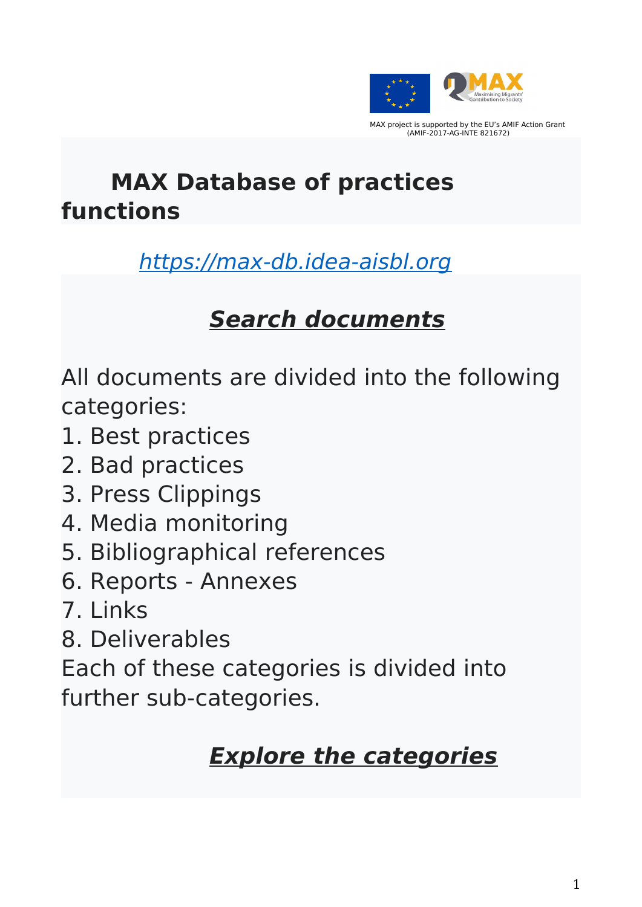MAX project is supported by the EU's AMIF Action Grant (AMIF-2017-AG-INTE 821672)

# MAX Database of practices functions

https://max-db.idea-aisbl.org

## ***Search documents***

All documents are divided into the following categories:

1. Best practices
2. Bad practices
3. Press Clippings
4. Media monitoring
5. Bibliographical references
6. Reports - Annexes
7. Links
8. Deliverables

Each of these categories is divided into further sub-categories.

## ***Explore the categories***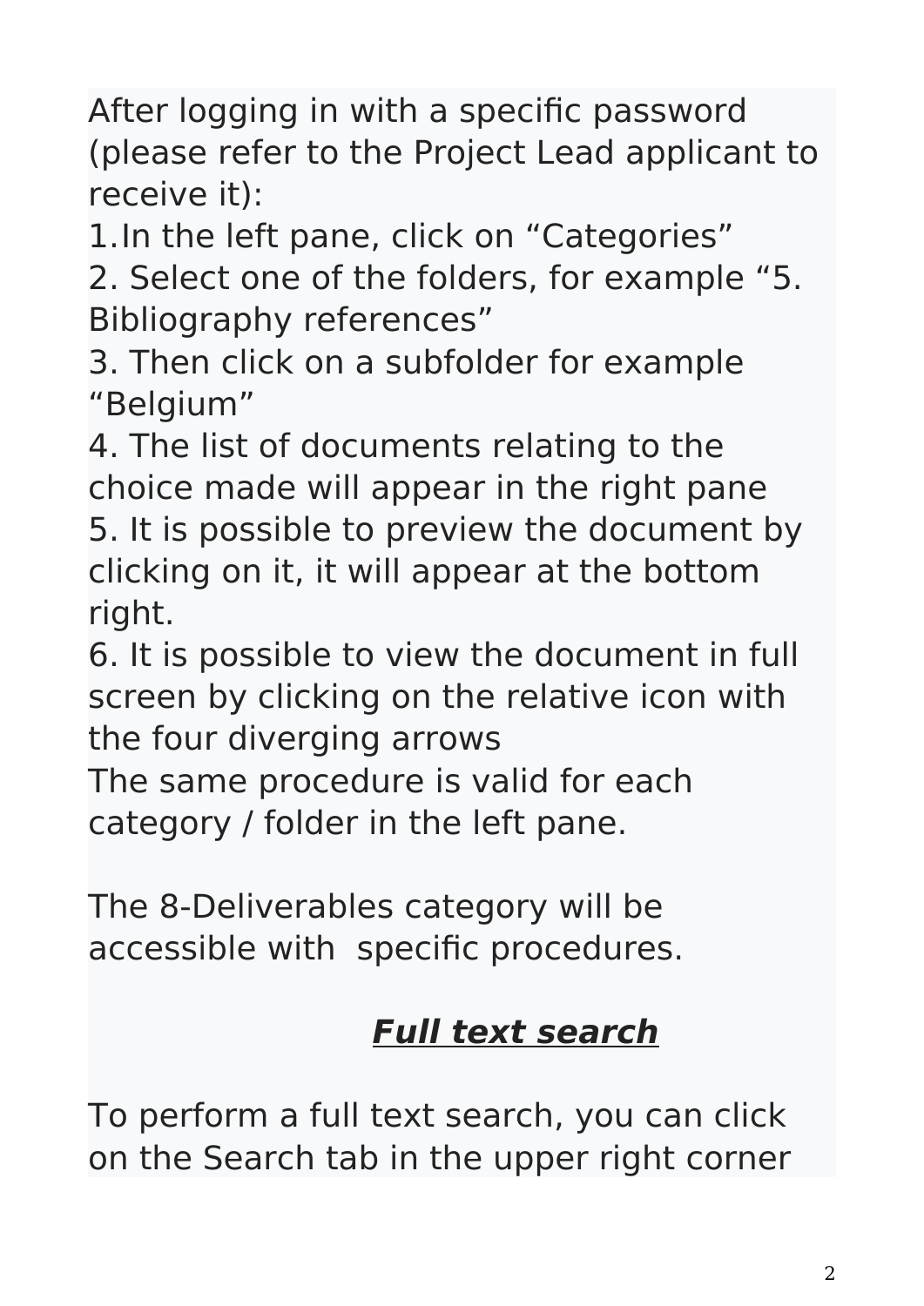After logging in with a specific password (please refer to the Project Lead applicant to receive it):

1. In the left pane, click on “Categories”
2. Select one of the folders, for example “5. Bibliography references”
3. Then click on a subfolder for example “Belgium”
4. The list of documents relating to the choice made will appear in the right pane
5. It is possible to preview the document by clicking on it, it will appear at the bottom right.
6. It is possible to view the document in full screen by clicking on the relative icon with the four diverging arrows

The same procedure is valid for each category / folder in the left pane.

The 8-Deliverables category will be accessible with  specific procedures.

## ***Full text search***

To perform a full text search, you can click on the Search tab in the upper right corner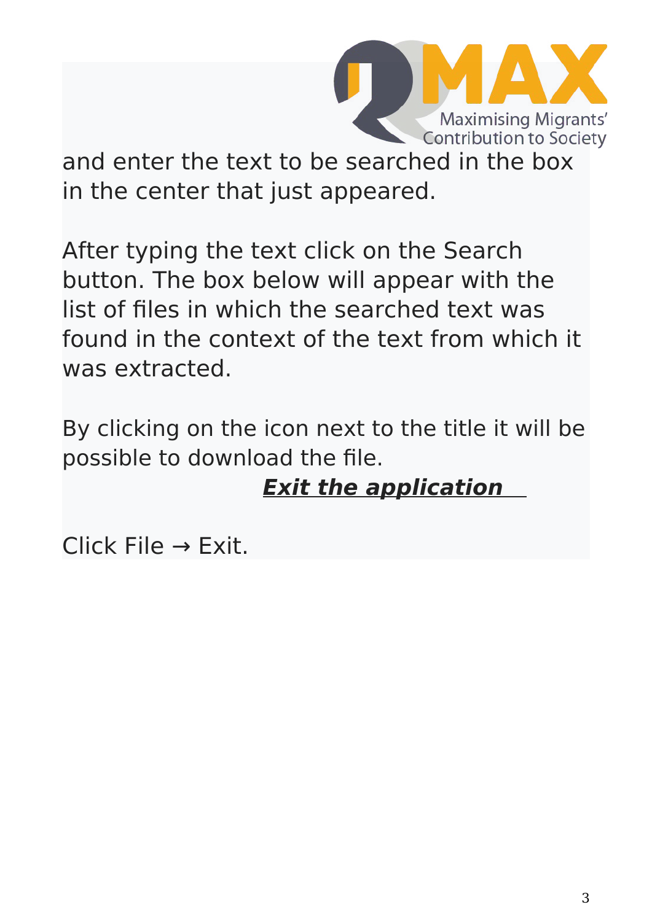and enter the text to be searched in the box in the center that just appeared.

After typing the text click on the Search button. The box below will appear with the list of files in which the searched text was found in the context of the text from which it was extracted.

By clicking on the icon next to the title it will be possible to download the file.

## ***Exit the application***

Click File → Exit.